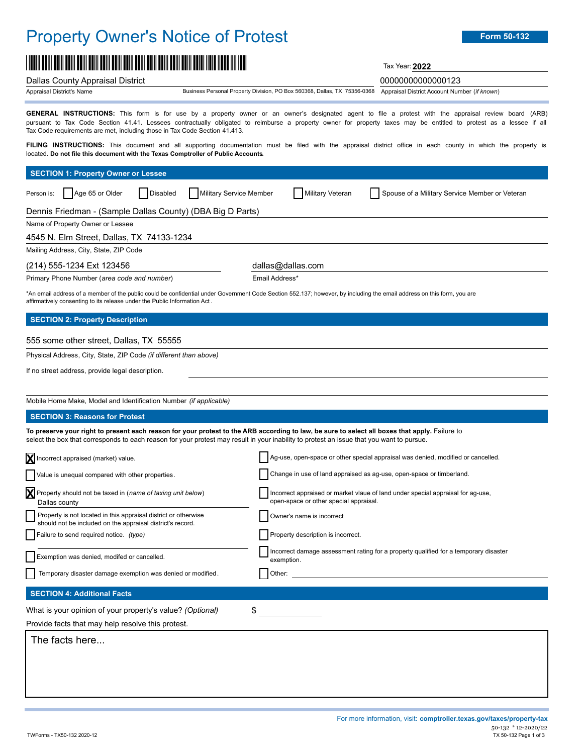# Property Owner's Notice of Protest

**Form 50-132**

Tax Year: **2022**

Dallas County Appraisal District
Appraisal District's Name

Business Personal Property Division, PO Box 560368, Dallas, TX 75356-0368

00000000000000123
Appraisal District Account Number (*if known*)

**GENERAL INSTRUCTIONS:** This form is for use by a property owner or an owner's designated agent to file a protest with the appraisal review board (ARB) pursuant to Tax Code Section 41.41. Lessees contractually obligated to reimburse a property owner for property taxes may be entitled to protest as a lessee if all Tax Code requirements are met, including those in Tax Code Section 41.413.

**FILING INSTRUCTIONS:** This document and all supporting documentation must be filed with the appraisal district office in each county in which the property is located. **Do not file this document with the Texas Comptroller of Public Accounts.**

## SECTION 1: Property Owner or Lessee

Person is: ☐ Age 65 or Older ☐ Disabled ☐ Military Service Member ☐ Military Veteran ☐ Spouse of a Military Service Member or Veteran

Dennis Friedman - (Sample Dallas County) (DBA Big D Parts)
Name of Property Owner or Lessee

4545 N. Elm Street, Dallas, TX 74133-1234
Mailing Address, City, State, ZIP Code

(214) 555-1234 Ext 123456
Primary Phone Number (*area code and number*)

dallas@dallas.com
Email Address*

*An email address of a member of the public could be confidential under Government Code Section 552.137; however, by including the email address on this form, you are affirmatively consenting to its release under the Public Information Act.

## SECTION 2: Property Description

555 some other street, Dallas, TX 55555
Physical Address, City, State, ZIP Code *(if different than above)*

If no street address, provide legal description.

Mobile Home Make, Model and Identification Number *(if applicable)*

## SECTION 3: Reasons for Protest

**To preserve your right to present each reason for your protest to the ARB according to law, be sure to select all boxes that apply.** Failure to select the box that corresponds to each reason for your protest may result in your inability to protest an issue that you want to pursue.

- ☒ Incorrect appraised (market) value.
- ☐ Value is unequal compared with other properties.
- ☒ Property should not be taxed in (*name of taxing unit below*) Dallas county
- ☐ Property is not located in this appraisal district or otherwise should not be included on the appraisal district's record.
- ☐ Failure to send required notice. *(type)*
- ☐ Exemption was denied, modifed or cancelled.
- ☐ Temporary disaster damage exemption was denied or modified.
- ☐ Ag-use, open-space or other special appraisal was denied, modified or cancelled.
- ☐ Change in use of land appraised as ag-use, open-space or timberland.
- ☐ Incorrect appraised or market vlaue of land under special appraisal for ag-use, open-space or other special appraisal.
- ☐ Owner's name is incorrect
- ☐ Property description is incorrect.
- ☐ Incorrect damage assessment rating for a property qualified for a temporary disaster exemption.
- ☐ Other:

## SECTION 4: Additional Facts

What is your opinion of your property's value? *(Optional)* $

Provide facts that may help resolve this protest.

The facts here...

For more information, visit: **comptroller.texas.gov/taxes/property-tax**

50-132 * 12-2020/22

TWForms - TX50-132 2020-12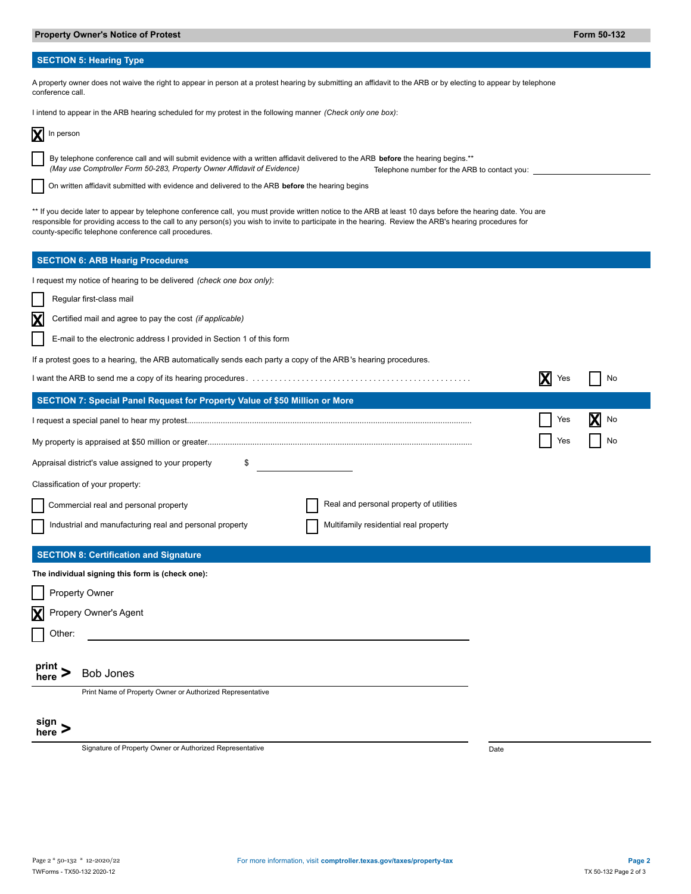**Property Owner's Notice of Protest** **Form 50-132**

## SECTION 5: Hearing Type

A property owner does not waive the right to appear in person at a protest hearing by submitting an affidavit to the ARB or by electing to appear by telephone conference call.

I intend to appear in the ARB hearing scheduled for my protest in the following manner *(Check only one box)*:

- [X] In person
- [ ] By telephone conference call and will submit evidence with a written affidavit delivered to the ARB **before** the hearing begins.** *(May use Comptroller Form 50-283, Property Owner Affidavit of Evidence)* Telephone number for the ARB to contact you: ____________
- [ ] On written affidavit submitted with evidence and delivered to the ARB **before** the hearing begins

** If you decide later to appear by telephone conference call, you must provide written notice to the ARB at least 10 days before the hearing date. You are responsible for providing access to the call to any person(s) you wish to invite to participate in the hearing. Review the ARB's hearing procedures for county-specific telephone conference call procedures.

## SECTION 6: ARB Hearig Procedures

I request my notice of hearing to be delivered *(check one box only)*:

- [ ] Regular first-class mail
- [X] Certified mail and agree to pay the cost *(if applicable)*
- [ ] E-mail to the electronic address I provided in Section 1 of this form

If a protest goes to a hearing, the ARB automatically sends each party a copy of the ARB's hearing procedures.

I want the ARB to send me a copy of its hearing procedures . . . . . . . . . . [X] Yes [ ] No

## SECTION 7: Special Panel Request for Property Value of $50 Million or More

I request a special panel to hear my protest. . . . . . . . . . [ ] Yes [X] No

My property is appraised at $50 million or greater. . . . . . . . . . [ ] Yes [ ] No

Appraisal district's value assigned to your property $ ____________

Classification of your property:

- [ ] Commercial real and personal property
- [ ] Industrial and manufacturing real and personal property
- [ ] Real and personal property of utilities
- [ ] Multifamily residential real property

## SECTION 8: Certification and Signature

**The individual signing this form is (check one):**

- [ ] Property Owner
- [X] Propery Owner's Agent
- [ ] Other: ____________

**print here >** Bob Jones

Print Name of Property Owner or Authorized Representative

**sign here >** ____________

Signature of Property Owner or Authorized Representative

Date ____________

For more information, visit **comptroller.texas.gov/taxes/property-tax**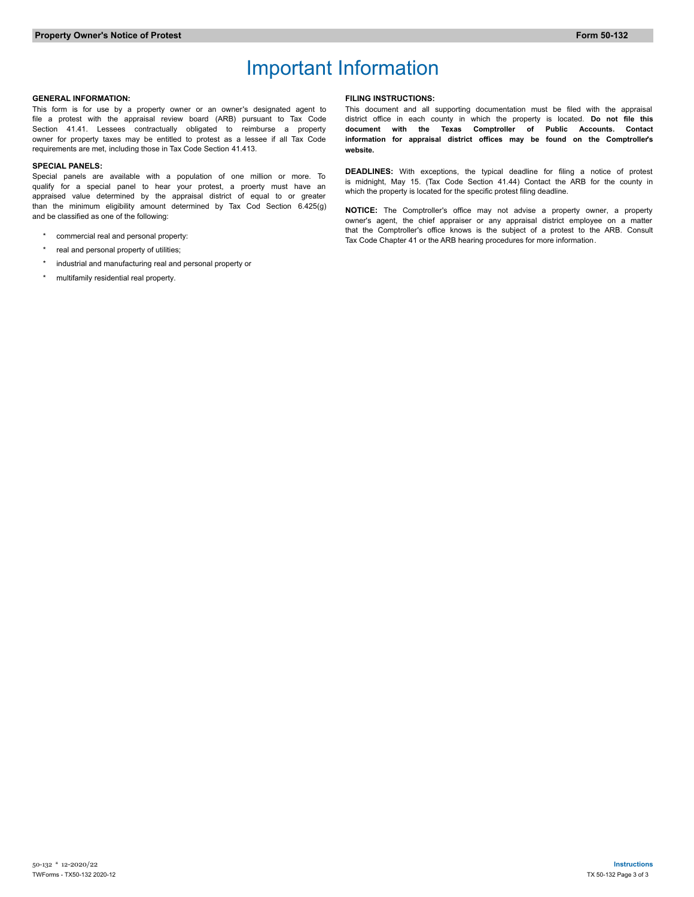# Important Information

**GENERAL INFORMATION:**
This form is for use by a property owner or an owner's designated agent to file a protest with the appraisal review board (ARB) pursuant to Tax Code Section 41.41. Lessees contractually obligated to reimburse a property owner for property taxes may be entitled to protest as a lessee if all Tax Code requirements are met, including those in Tax Code Section 41.413.

**SPECIAL PANELS:**
Special panels are available with a population of one million or more. To qualify for a special panel to hear your protest, a proerty must have an appraised value determined by the appraisal district of equal to or greater than the minimum eligibility amount determined by Tax Cod Section 6.425(g) and be classified as one of the following:

* commercial real and personal property:
* real and personal property of utilities;
* industrial and manufacturing real and personal property or
* multifamily residential real property.

**FILING INSTRUCTIONS:**
This document and all supporting documentation must be filed with the appraisal district office in each county in which the property is located. **Do not file this document with the Texas Comptroller of Public Accounts. Contact information for appraisal district offices may be found on the Comptroller's website.**

**DEADLINES:** With exceptions, the typical deadline for filing a notice of protest is midnight, May 15. (Tax Code Section 41.44) Contact the ARB for the county in which the property is located for the specific protest filing deadline.

**NOTICE:** The Comptroller's office may not advise a property owner, a property owner's agent, the chief appraiser or any appraisal district employee on a matter that the Comptroller's office knows is the subject of a protest to the ARB. Consult Tax Code Chapter 41 or the ARB hearing procedures for more information.